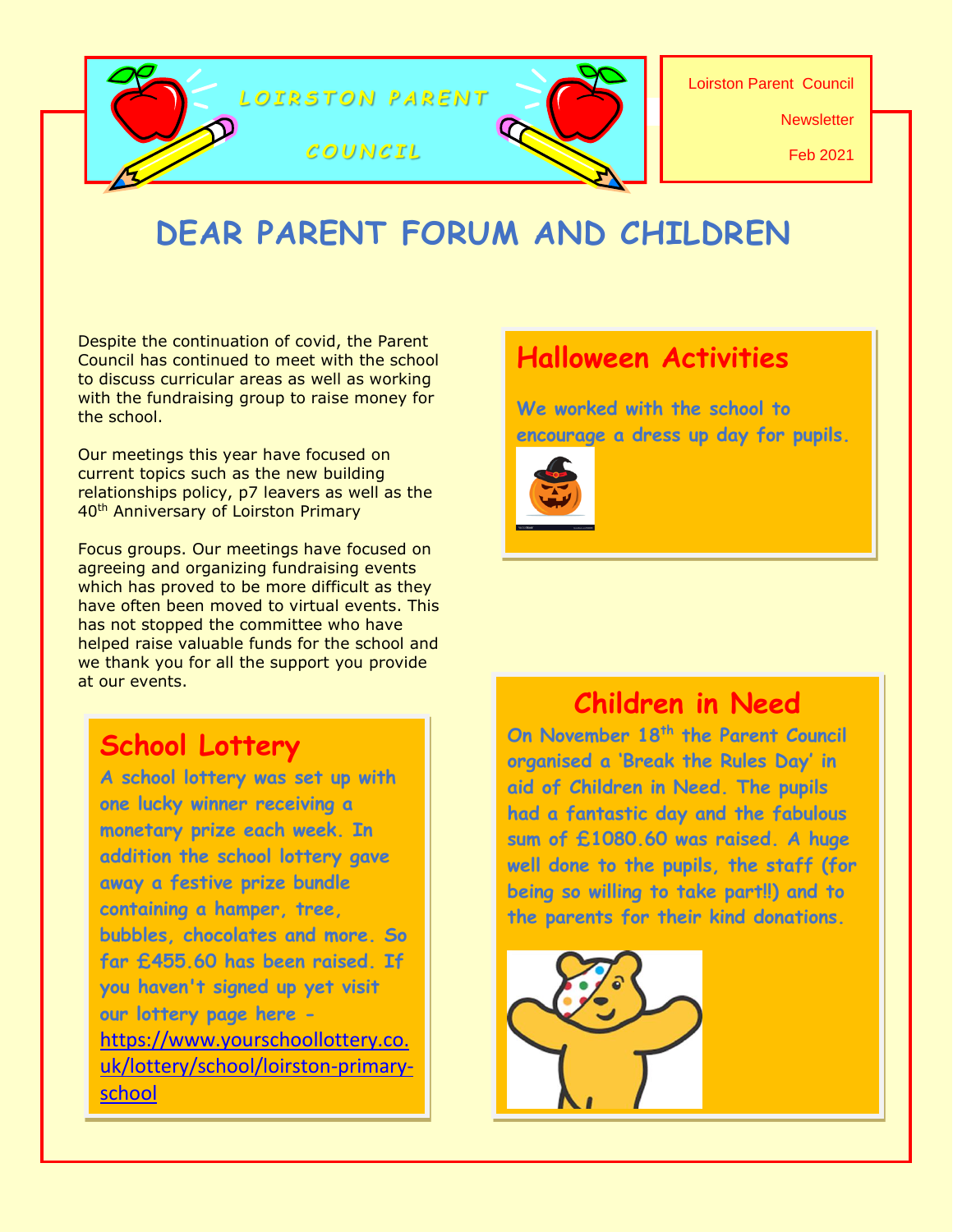# LOIRSTON PARENT COUNCIL

Loirston Parent Council

Newsletter

Feb 2021

## DEAR PARENT FORUM AND CHILDREN

Despite the continuation of covid, the Parent Council has continued to meet with the school to discuss curricular areas as well as working with the fundraising group to raise money for the school.

Our meetings this year have focused on current topics such as the new building relationships policy, p7 leavers as well as the 40th Anniversary of Loirston Primary

Focus groups. Our meetings have focused on agreeing and organizing fundraising events which has proved to be more difficult as they have often been moved to virtual events. This has not stopped the committee who have helped raise valuable funds for the school and we thank you for all the support you provide at our events.

### School Lottery

**A school lottery was set up with one lucky winner receiving a monetary prize each week. In addition the school lottery gave away a festive prize bundle containing a hamper, tree, bubbles, chocolates and more. So far £455.60 has been raised. If you haven't signed up yet visit our lottery page here -** https://www.yourschoollottery.co.uk/lottery/school/loirston-primary-school

### Halloween Activities

**We worked with the school to encourage a dress up day for pupils.**

### Children in Need

**On November 18th the Parent Council organised a 'Break the Rules Day' in aid of Children in Need. The pupils had a fantastic day and the fabulous sum of £1080.60 was raised. A huge well done to the pupils, the staff (for being so willing to take part!!) and to the parents for their kind donations.**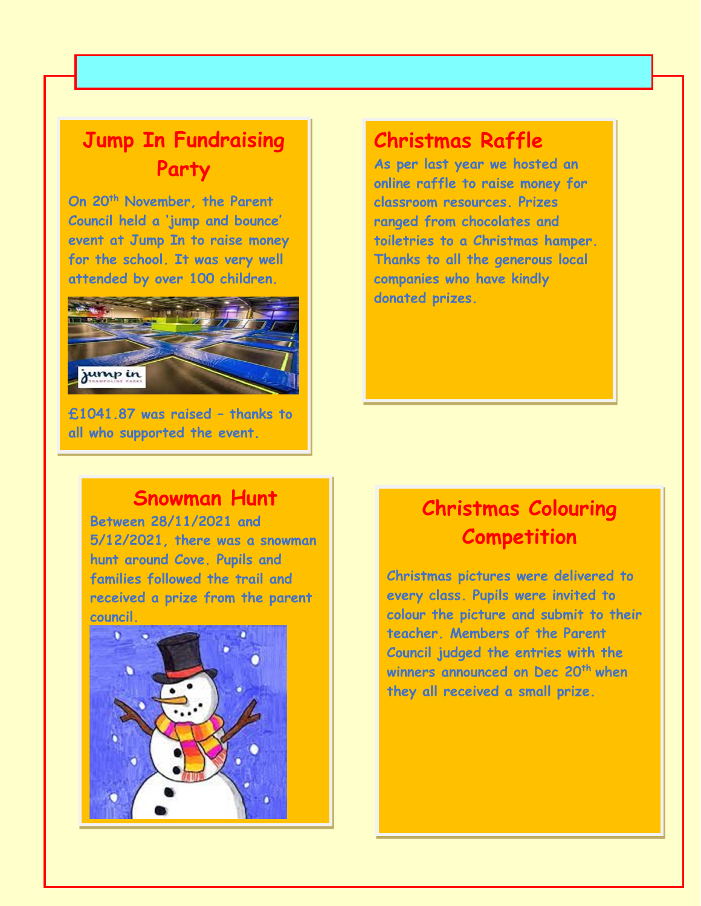## Jump In Fundraising Party

On 20th November, the Parent Council held a 'jump and bounce' event at Jump In to raise money for the school. It was very well attended by over 100 children.

£1041.87 was raised – thanks to all who supported the event.

## Christmas Raffle

As per last year we hosted an online raffle to raise money for classroom resources. Prizes ranged from chocolates and toiletries to a Christmas hamper. Thanks to all the generous local companies who have kindly donated prizes.

## Snowman Hunt

Between 28/11/2021 and 5/12/2021, there was a snowman hunt around Cove. Pupils and families followed the trail and received a prize from the parent council.

## Christmas Colouring Competition

Christmas pictures were delivered to every class. Pupils were invited to colour the picture and submit to their teacher. Members of the Parent Council judged the entries with the winners announced on Dec 20th when they all received a small prize.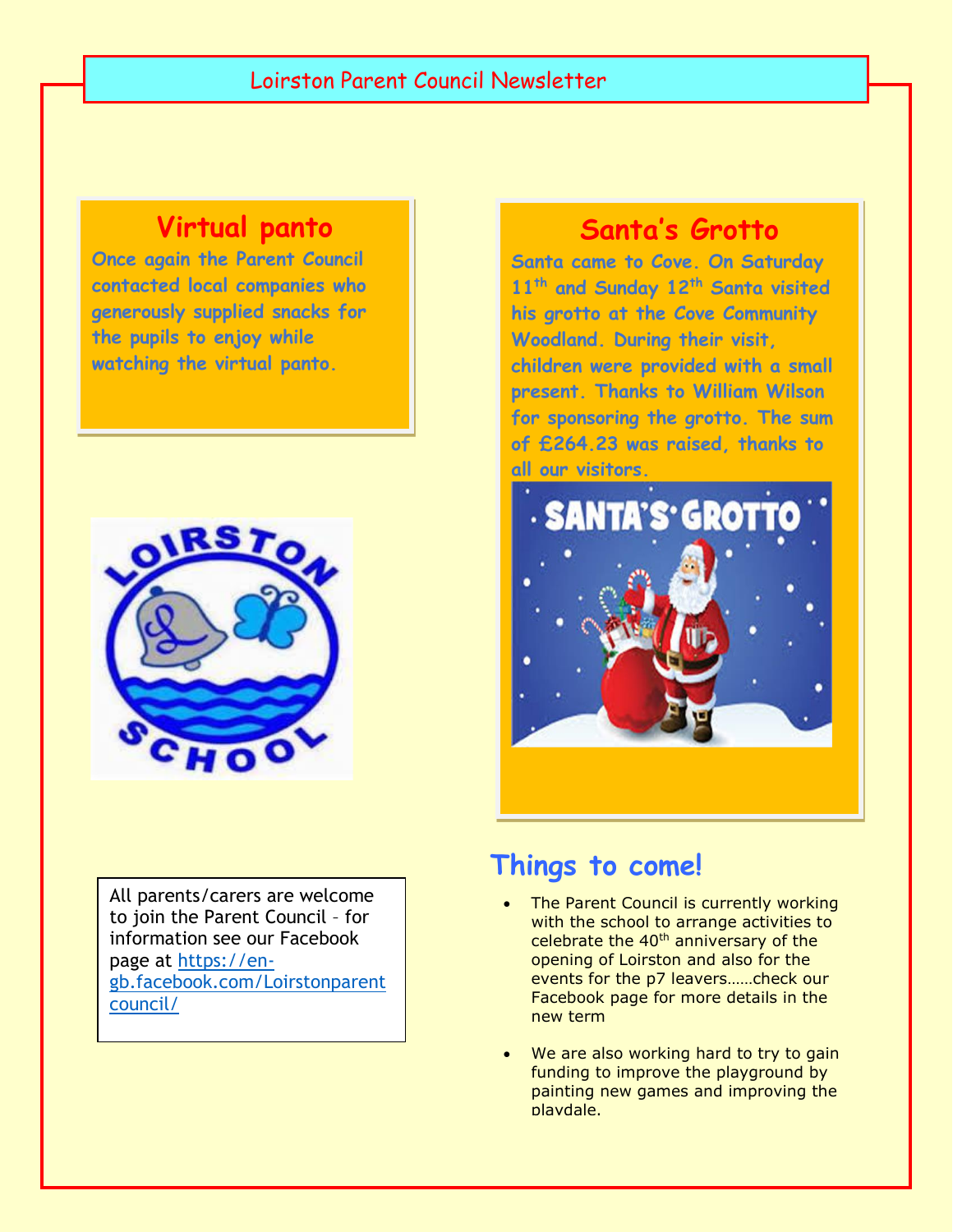# Loirston Parent Council Newsletter

## Virtual panto

**Once again the Parent Council contacted local companies who generously supplied snacks for the pupils to enjoy while watching the virtual panto.**

## Santa's Grotto

**Santa came to Cove. On Saturday 11th and Sunday 12th Santa visited his grotto at the Cove Community Woodland. During their visit, children were provided with a small present. Thanks to William Wilson for sponsoring the grotto. The sum of £264.23 was raised, thanks to all our visitors.**

All parents/carers are welcome to join the Parent Council – for information see our Facebook page at https://en-gb.facebook.com/Loirstonparentcouncil/

## Things to come!

- The Parent Council is currently working with the school to arrange activities to celebrate the 40th anniversary of the opening of Loirston and also for the events for the p7 leavers……check our Facebook page for more details in the new term
- We are also working hard to try to gain funding to improve the playground by painting new games and improving the playdale.